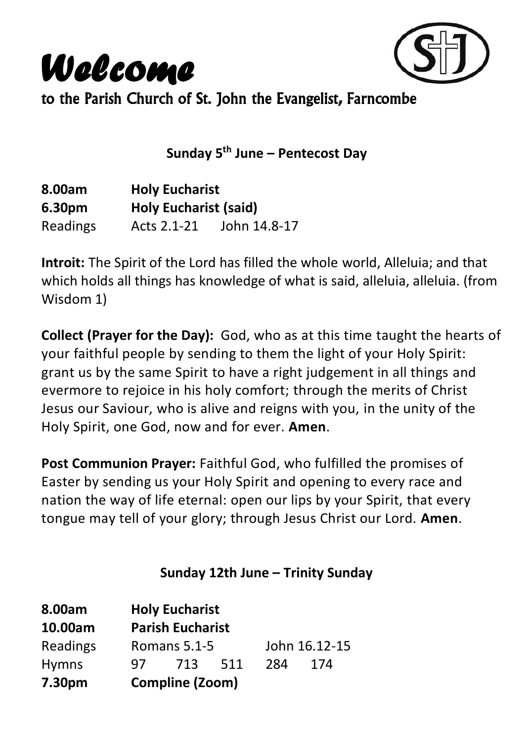# *Welcome*

to the Parish Church of St. John the Evangelist, Farncombe

### Sunday 5th June – Pentecost Day

| | | |
|---|---|---|
| **8.00am** | **Holy Eucharist** | |
| **6.30pm** | **Holy Eucharist (said)** | |
| Readings | Acts 2.1-21 | John 14.8-17 |

**Introit:** The Spirit of the Lord has filled the whole world, Alleluia; and that which holds all things has knowledge of what is said, alleluia, alleluia. (from Wisdom 1)

**Collect (Prayer for the Day):** God, who as at this time taught the hearts of your faithful people by sending to them the light of your Holy Spirit: grant us by the same Spirit to have a right judgement in all things and evermore to rejoice in his holy comfort; through the merits of Christ Jesus our Saviour, who is alive and reigns with you, in the unity of the Holy Spirit, one God, now and for ever. **Amen**.

**Post Communion Prayer:** Faithful God, who fulfilled the promises of Easter by sending us your Holy Spirit and opening to every race and nation the way of life eternal: open our lips by your Spirit, that every tongue may tell of your glory; through Jesus Christ our Lord. **Amen**.

### Sunday 12th June – Trinity Sunday

| | | | | | |
|---|---|---|---|---|---|
| **8.00am** | **Holy Eucharist** | | | | |
| **10.00am** | **Parish Eucharist** | | | | |
| Readings | Romans 5.1-5 | | | John 16.12-15 | |
| Hymns | 97 | 713 | 511 | 284 | 174 |
| **7.30pm** | **Compline (Zoom)** | | | | |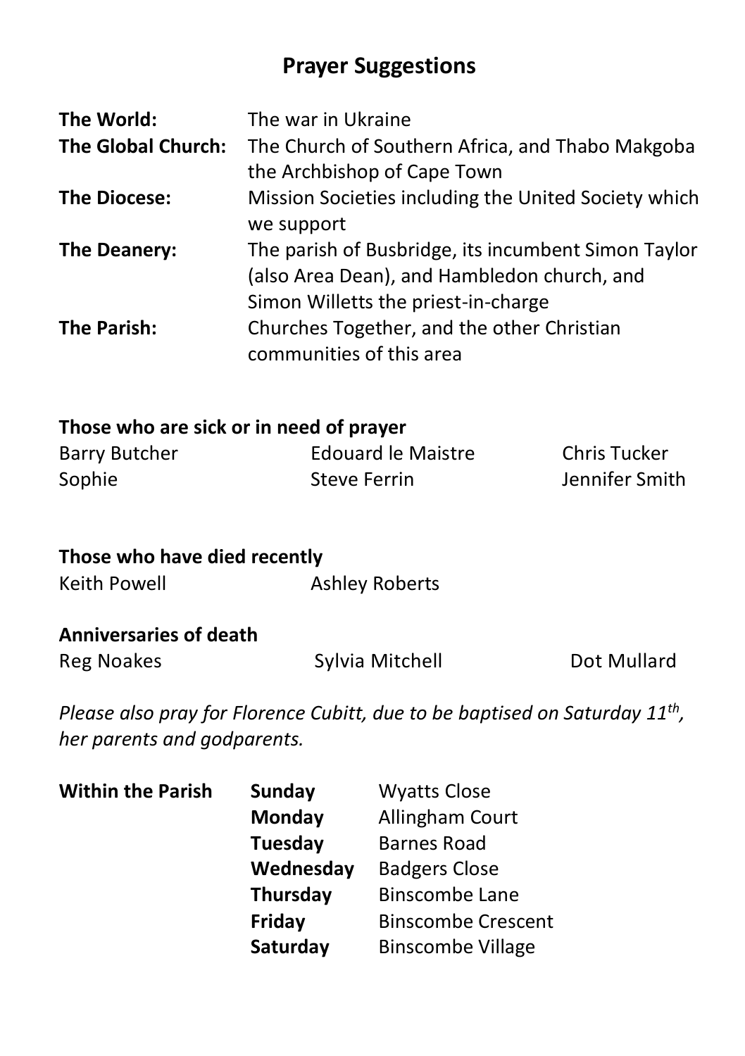## Prayer Suggestions

| | |
|---|---|
| **The World:** | The war in Ukraine |
| **The Global Church:** | The Church of Southern Africa, and Thabo Makgoba the Archbishop of Cape Town |
| **The Diocese:** | Mission Societies including the United Society which we support |
| **The Deanery:** | The parish of Busbridge, its incumbent Simon Taylor (also Area Dean), and Hambledon church, and Simon Willetts the priest-in-charge |
| **The Parish:** | Churches Together, and the other Christian communities of this area |

**Those who are sick or in need of prayer**

| | | |
|---|---|---|
| Barry Butcher | Edouard le Maistre | Chris Tucker |
| Sophie | Steve Ferrin | Jennifer Smith |

**Those who have died recently**

Keith Powell    Ashley Roberts

**Anniversaries of death**

Reg Noakes    Sylvia Mitchell    Dot Mullard

*Please also pray for Florence Cubitt, due to be baptised on Saturday 11th, her parents and godparents.*

| **Within the Parish** | | |
|---|---|---|
| | **Sunday** | Wyatts Close |
| | **Monday** | Allingham Court |
| | **Tuesday** | Barnes Road |
| | **Wednesday** | Badgers Close |
| | **Thursday** | Binscombe Lane |
| | **Friday** | Binscombe Crescent |
| | **Saturday** | Binscombe Village |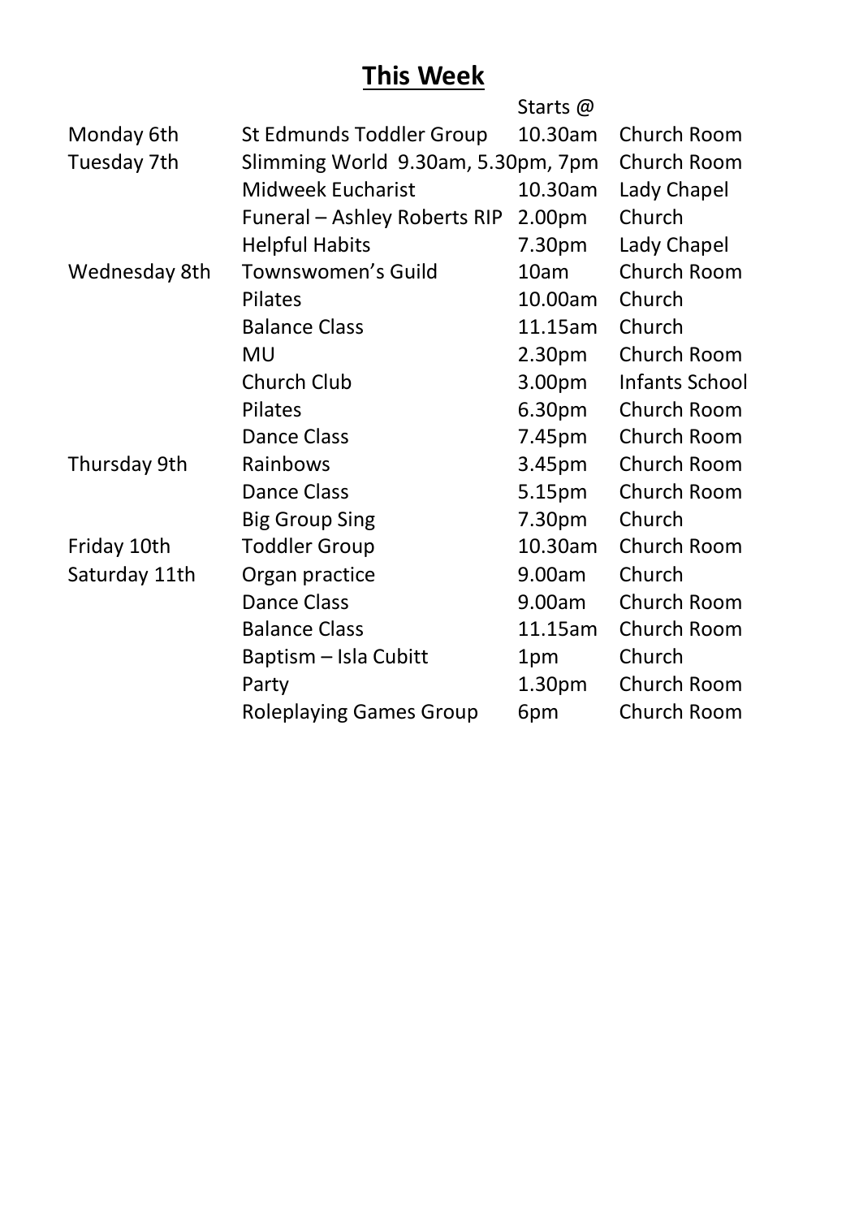## **This Week**

| | | Starts @ | |
|---|---|---|---|
| Monday 6th | St Edmunds Toddler Group | 10.30am | Church Room |
| Tuesday 7th | Slimming World 9.30am, 5.30pm, 7pm | | Church Room |
| | Midweek Eucharist | 10.30am | Lady Chapel |
| | Funeral – Ashley Roberts RIP | 2.00pm | Church |
| | Helpful Habits | 7.30pm | Lady Chapel |
| Wednesday 8th | Townswomen's Guild | 10am | Church Room |
| | Pilates | 10.00am | Church |
| | Balance Class | 11.15am | Church |
| | MU | 2.30pm | Church Room |
| | Church Club | 3.00pm | Infants School |
| | Pilates | 6.30pm | Church Room |
| | Dance Class | 7.45pm | Church Room |
| Thursday 9th | Rainbows | 3.45pm | Church Room |
| | Dance Class | 5.15pm | Church Room |
| | Big Group Sing | 7.30pm | Church |
| Friday 10th | Toddler Group | 10.30am | Church Room |
| Saturday 11th | Organ practice | 9.00am | Church |
| | Dance Class | 9.00am | Church Room |
| | Balance Class | 11.15am | Church Room |
| | Baptism – Isla Cubitt | 1pm | Church |
| | Party | 1.30pm | Church Room |
| | Roleplaying Games Group | 6pm | Church Room |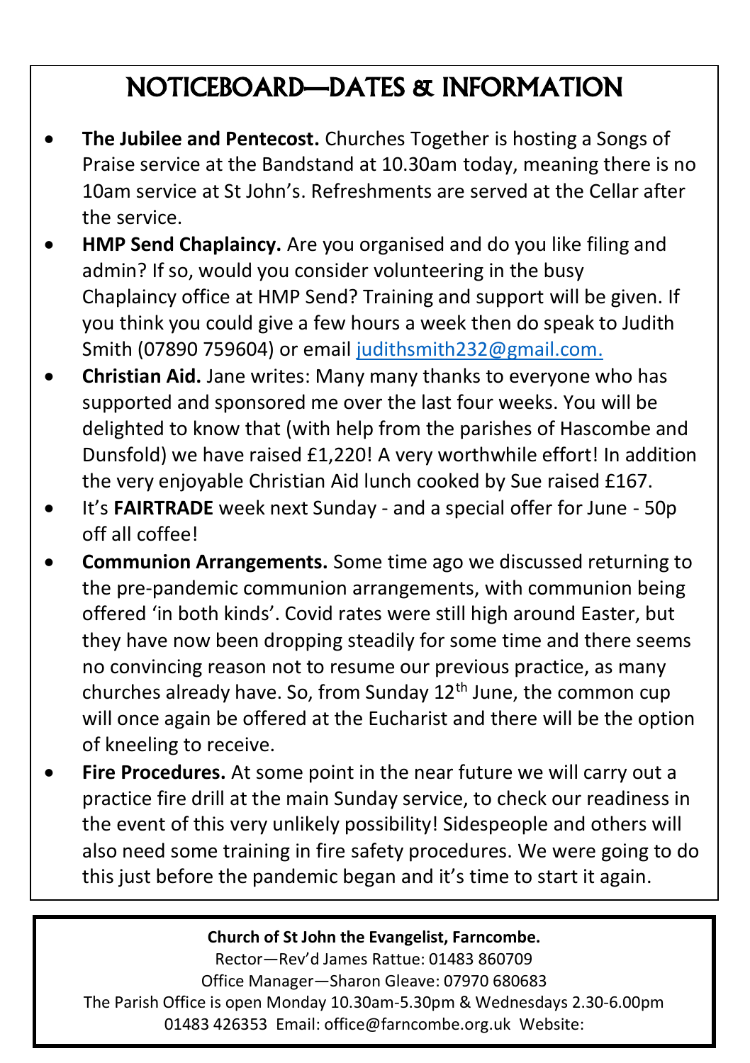# NOTICEBOARD—DATES & INFORMATION

- **The Jubilee and Pentecost.** Churches Together is hosting a Songs of Praise service at the Bandstand at 10.30am today, meaning there is no 10am service at St John's. Refreshments are served at the Cellar after the service.
- **HMP Send Chaplaincy.** Are you organised and do you like filing and admin? If so, would you consider volunteering in the busy Chaplaincy office at HMP Send? Training and support will be given. If you think you could give a few hours a week then do speak to Judith Smith (07890 759604) or email judithsmith232@gmail.com.
- **Christian Aid.** Jane writes: Many many thanks to everyone who has supported and sponsored me over the last four weeks. You will be delighted to know that (with help from the parishes of Hascombe and Dunsfold) we have raised £1,220! A very worthwhile effort! In addition the very enjoyable Christian Aid lunch cooked by Sue raised £167.
- It's **FAIRTRADE** week next Sunday - and a special offer for June - 50p off all coffee!
- **Communion Arrangements.** Some time ago we discussed returning to the pre-pandemic communion arrangements, with communion being offered 'in both kinds'. Covid rates were still high around Easter, but they have now been dropping steadily for some time and there seems no convincing reason not to resume our previous practice, as many churches already have. So, from Sunday 12th June, the common cup will once again be offered at the Eucharist and there will be the option of kneeling to receive.
- **Fire Procedures.** At some point in the near future we will carry out a practice fire drill at the main Sunday service, to check our readiness in the event of this very unlikely possibility! Sidespeople and others will also need some training in fire safety procedures. We were going to do this just before the pandemic began and it's time to start it again.

**Church of St John the Evangelist, Farncombe.**

Rector—Rev'd James Rattue: 01483 860709

Office Manager—Sharon Gleave: 07970 680683

The Parish Office is open Monday 10.30am-5.30pm & Wednesdays 2.30-6.00pm

01483 426353 Email: office@farncombe.org.uk Website: